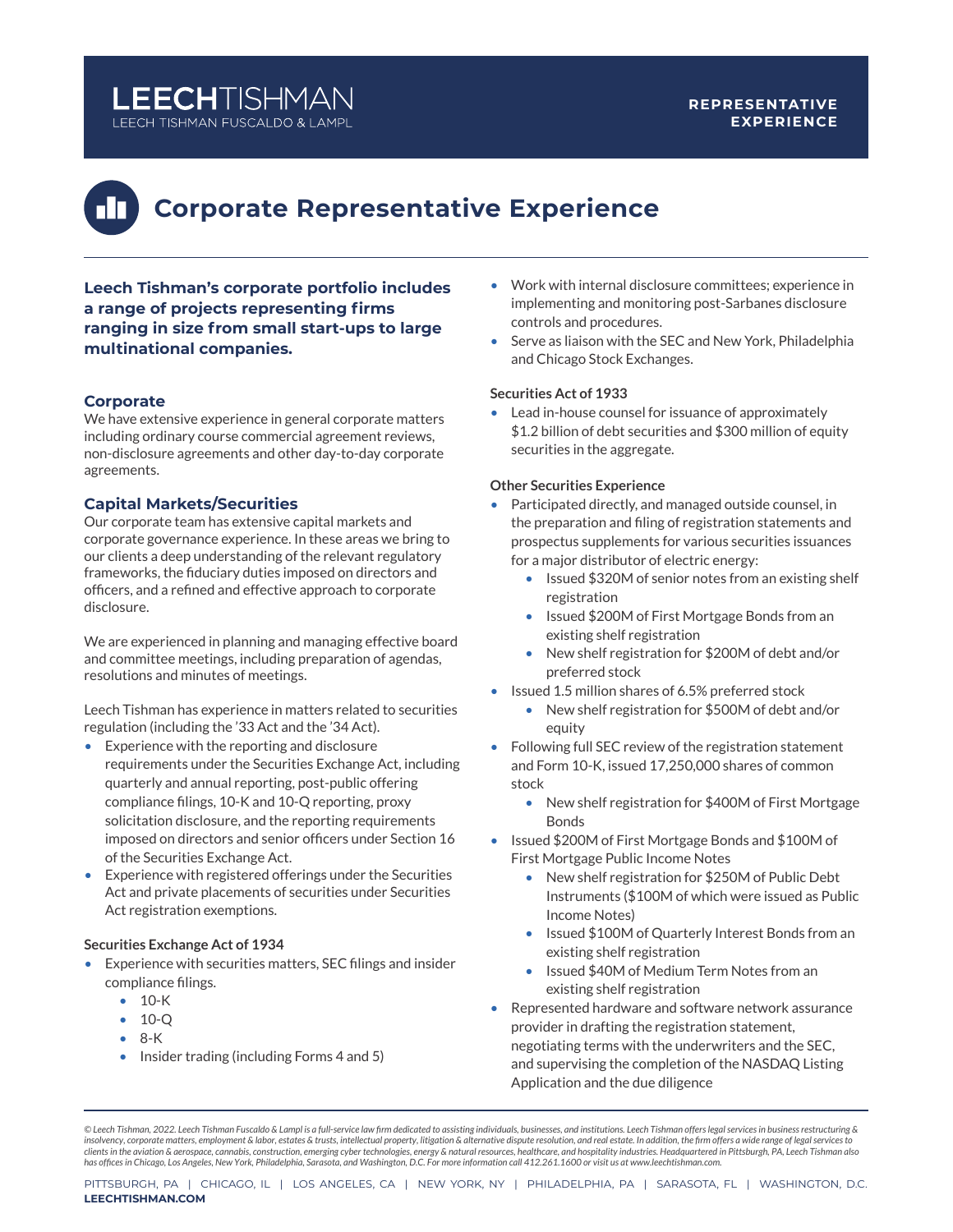# Corporate Representative Experience

**Leech Tishman's corporate portfolio includes a range of projects representing firms ranging in size from small start-ups to large multinational companies.**

## Corporate

We have extensive experience in general corporate matters including ordinary course commercial agreement reviews, non-disclosure agreements and other day-to-day corporate agreements.

## Capital Markets/Securities

Our corporate team has extensive capital markets and corporate governance experience. In these areas we bring to our clients a deep understanding of the relevant regulatory frameworks, the fiduciary duties imposed on directors and officers, and a refined and effective approach to corporate disclosure.

We are experienced in planning and managing effective board and committee meetings, including preparation of agendas, resolutions and minutes of meetings.

Leech Tishman has experience in matters related to securities regulation (including the '33 Act and the '34 Act).

- Experience with the reporting and disclosure requirements under the Securities Exchange Act, including quarterly and annual reporting, post-public offering compliance filings, 10-K and 10-Q reporting, proxy solicitation disclosure, and the reporting requirements imposed on directors and senior officers under Section 16 of the Securities Exchange Act.
- Experience with registered offerings under the Securities Act and private placements of securities under Securities Act registration exemptions.

### Securities Exchange Act of 1934

- Experience with securities matters, SEC filings and insider compliance filings.
  - 10-K
  - 10-Q
  - 8-K
  - Insider trading (including Forms 4 and 5)
- Work with internal disclosure committees; experience in implementing and monitoring post-Sarbanes disclosure controls and procedures.
- Serve as liaison with the SEC and New York, Philadelphia and Chicago Stock Exchanges.

### Securities Act of 1933

- Lead in-house counsel for issuance of approximately $1.2 billion of debt securities and $300 million of equity securities in the aggregate.

### Other Securities Experience

- Participated directly, and managed outside counsel, in the preparation and filing of registration statements and prospectus supplements for various securities issuances for a major distributor of electric energy:
  - Issued $320M of senior notes from an existing shelf registration
  - Issued $200M of First Mortgage Bonds from an existing shelf registration
  - New shelf registration for $200M of debt and/or preferred stock
- Issued 1.5 million shares of 6.5% preferred stock
  - New shelf registration for $500M of debt and/or equity
- Following full SEC review of the registration statement and Form 10-K, issued 17,250,000 shares of common stock
  - New shelf registration for $400M of First Mortgage Bonds
- Issued $200M of First Mortgage Bonds and $100M of First Mortgage Public Income Notes
  - New shelf registration for $250M of Public Debt Instruments ($100M of which were issued as Public Income Notes)
  - Issued $100M of Quarterly Interest Bonds from an existing shelf registration
  - Issued $40M of Medium Term Notes from an existing shelf registration
- Represented hardware and software network assurance provider in drafting the registration statement, negotiating terms with the underwriters and the SEC, and supervising the completion of the NASDAQ Listing Application and the due diligence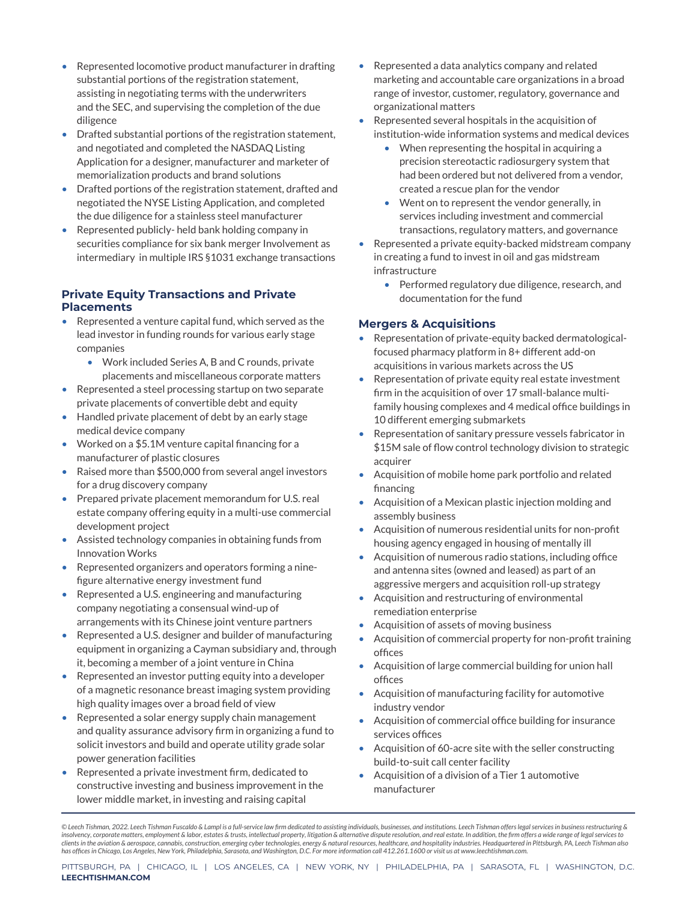- Represented locomotive product manufacturer in drafting substantial portions of the registration statement, assisting in negotiating terms with the underwriters and the SEC, and supervising the completion of the due diligence
- Drafted substantial portions of the registration statement, and negotiated and completed the NASDAQ Listing Application for a designer, manufacturer and marketer of memorialization products and brand solutions
- Drafted portions of the registration statement, drafted and negotiated the NYSE Listing Application, and completed the due diligence for a stainless steel manufacturer
- Represented publicly- held bank holding company in securities compliance for six bank merger Involvement as intermediary in multiple IRS §1031 exchange transactions

### Private Equity Transactions and Private Placements

- Represented a venture capital fund, which served as the lead investor in funding rounds for various early stage companies
  - Work included Series A, B and C rounds, private placements and miscellaneous corporate matters
- Represented a steel processing startup on two separate private placements of convertible debt and equity
- Handled private placement of debt by an early stage medical device company
- Worked on a $5.1M venture capital financing for a manufacturer of plastic closures
- Raised more than $500,000 from several angel investors for a drug discovery company
- Prepared private placement memorandum for U.S. real estate company offering equity in a multi-use commercial development project
- Assisted technology companies in obtaining funds from Innovation Works
- Represented organizers and operators forming a nine-figure alternative energy investment fund
- Represented a U.S. engineering and manufacturing company negotiating a consensual wind-up of arrangements with its Chinese joint venture partners
- Represented a U.S. designer and builder of manufacturing equipment in organizing a Cayman subsidiary and, through it, becoming a member of a joint venture in China
- Represented an investor putting equity into a developer of a magnetic resonance breast imaging system providing high quality images over a broad field of view
- Represented a solar energy supply chain management and quality assurance advisory firm in organizing a fund to solicit investors and build and operate utility grade solar power generation facilities
- Represented a private investment firm, dedicated to constructive investing and business improvement in the lower middle market, in investing and raising capital
- Represented a data analytics company and related marketing and accountable care organizations in a broad range of investor, customer, regulatory, governance and organizational matters
- Represented several hospitals in the acquisition of institution-wide information systems and medical devices
  - When representing the hospital in acquiring a precision stereotactic radiosurgery system that had been ordered but not delivered from a vendor, created a rescue plan for the vendor
  - Went on to represent the vendor generally, in services including investment and commercial transactions, regulatory matters, and governance
- Represented a private equity-backed midstream company in creating a fund to invest in oil and gas midstream infrastructure
  - Performed regulatory due diligence, research, and documentation for the fund

### Mergers & Acquisitions

- Representation of private-equity backed dermatological-focused pharmacy platform in 8+ different add-on acquisitions in various markets across the US
- Representation of private equity real estate investment firm in the acquisition of over 17 small-balance multi-family housing complexes and 4 medical office buildings in 10 different emerging submarkets
- Representation of sanitary pressure vessels fabricator in $15M sale of flow control technology division to strategic acquirer
- Acquisition of mobile home park portfolio and related financing
- Acquisition of a Mexican plastic injection molding and assembly business
- Acquisition of numerous residential units for non-profit housing agency engaged in housing of mentally ill
- Acquisition of numerous radio stations, including office and antenna sites (owned and leased) as part of an aggressive mergers and acquisition roll-up strategy
- Acquisition and restructuring of environmental remediation enterprise
- Acquisition of assets of moving business
- Acquisition of commercial property for non-profit training offices
- Acquisition of large commercial building for union hall offices
- Acquisition of manufacturing facility for automotive industry vendor
- Acquisition of commercial office building for insurance services offices
- Acquisition of 60-acre site with the seller constructing build-to-suit call center facility
- Acquisition of a division of a Tier 1 automotive manufacturer

*© Leech Tishman, 2022. Leech Tishman Fuscaldo & Lampl is a full-service law firm dedicated to assisting individuals, businesses, and institutions. Leech Tishman offers legal services in business restructuring & insolvency, corporate matters, employment & labor, estates & trusts, intellectual property, litigation & alternative dispute resolution, and real estate. In addition, the firm offers a wide range of legal services to clients in the aviation & aerospace, cannabis, construction, emerging cyber technologies, energy & natural resources, healthcare, and hospitality industries. Headquartered in Pittsburgh, PA, Leech Tishman also has offices in Chicago, Los Angeles, New York, Philadelphia, Sarasota, and Washington, D.C. For more information call 412.261.1600 or visit us at www.leechtishman.com.*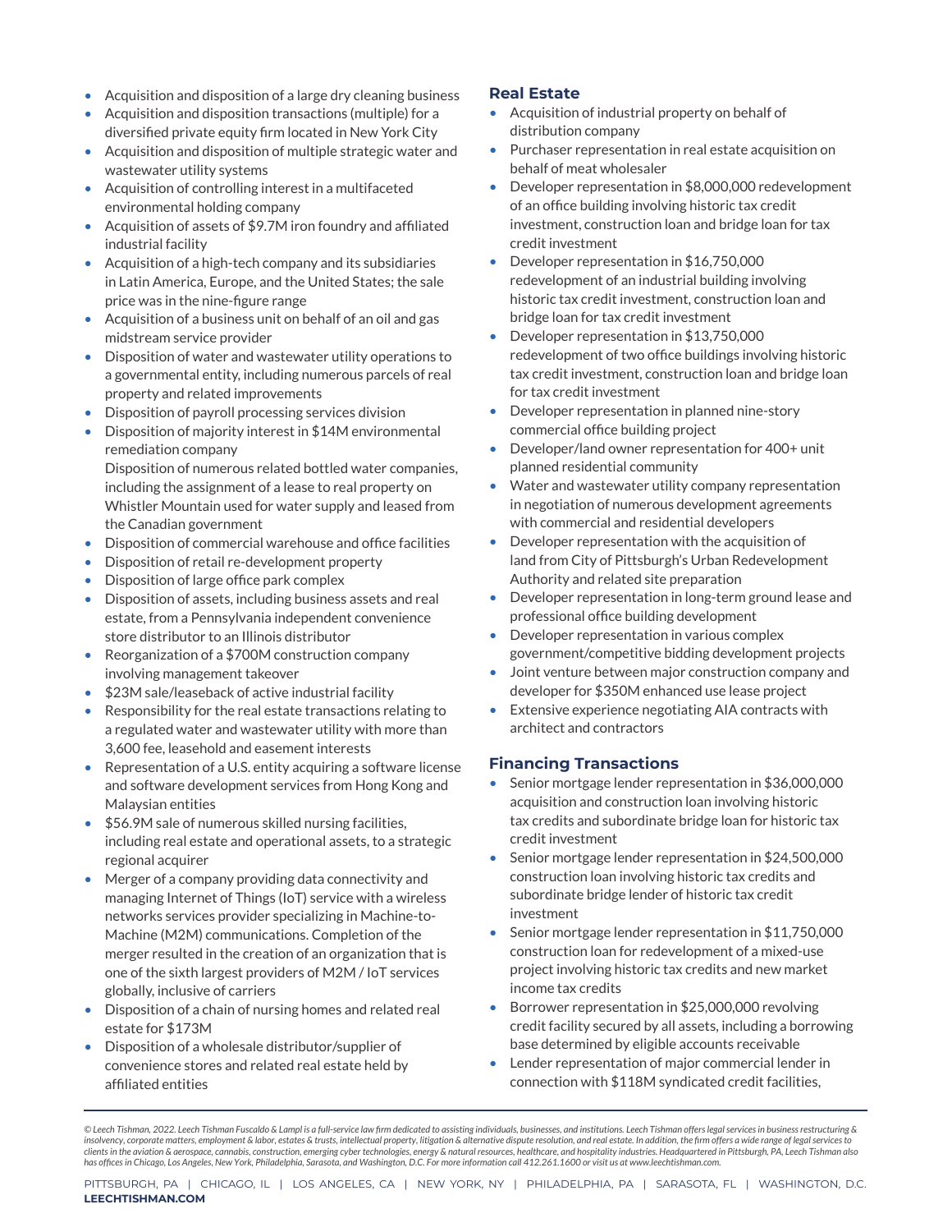- Acquisition and disposition of a large dry cleaning business
- Acquisition and disposition transactions (multiple) for a diversified private equity firm located in New York City
- Acquisition and disposition of multiple strategic water and wastewater utility systems
- Acquisition of controlling interest in a multifaceted environmental holding company
- Acquisition of assets of $9.7M iron foundry and affiliated industrial facility
- Acquisition of a high-tech company and its subsidiaries in Latin America, Europe, and the United States; the sale price was in the nine-figure range
- Acquisition of a business unit on behalf of an oil and gas midstream service provider
- Disposition of water and wastewater utility operations to a governmental entity, including numerous parcels of real property and related improvements
- Disposition of payroll processing services division
- Disposition of majority interest in $14M environmental remediation company
  Disposition of numerous related bottled water companies, including the assignment of a lease to real property on Whistler Mountain used for water supply and leased from the Canadian government
- Disposition of commercial warehouse and office facilities
- Disposition of retail re-development property
- Disposition of large office park complex
- Disposition of assets, including business assets and real estate, from a Pennsylvania independent convenience store distributor to an Illinois distributor
- Reorganization of a $700M construction company involving management takeover
- $23M sale/leaseback of active industrial facility
- Responsibility for the real estate transactions relating to a regulated water and wastewater utility with more than 3,600 fee, leasehold and easement interests
- Representation of a U.S. entity acquiring a software license and software development services from Hong Kong and Malaysian entities
- $56.9M sale of numerous skilled nursing facilities, including real estate and operational assets, to a strategic regional acquirer
- Merger of a company providing data connectivity and managing Internet of Things (IoT) service with a wireless networks services provider specializing in Machine-to-Machine (M2M) communications. Completion of the merger resulted in the creation of an organization that is one of the sixth largest providers of M2M / IoT services globally, inclusive of carriers
- Disposition of a chain of nursing homes and related real estate for $173M
- Disposition of a wholesale distributor/supplier of convenience stores and related real estate held by affiliated entities

### Real Estate

- Acquisition of industrial property on behalf of distribution company
- Purchaser representation in real estate acquisition on behalf of meat wholesaler
- Developer representation in $8,000,000 redevelopment of an office building involving historic tax credit investment, construction loan and bridge loan for tax credit investment
- Developer representation in $16,750,000 redevelopment of an industrial building involving historic tax credit investment, construction loan and bridge loan for tax credit investment
- Developer representation in $13,750,000 redevelopment of two office buildings involving historic tax credit investment, construction loan and bridge loan for tax credit investment
- Developer representation in planned nine-story commercial office building project
- Developer/land owner representation for 400+ unit planned residential community
- Water and wastewater utility company representation in negotiation of numerous development agreements with commercial and residential developers
- Developer representation with the acquisition of land from City of Pittsburgh's Urban Redevelopment Authority and related site preparation
- Developer representation in long-term ground lease and professional office building development
- Developer representation in various complex government/competitive bidding development projects
- Joint venture between major construction company and developer for $350M enhanced use lease project
- Extensive experience negotiating AIA contracts with architect and contractors

### Financing Transactions

- Senior mortgage lender representation in $36,000,000 acquisition and construction loan involving historic tax credits and subordinate bridge loan for historic tax credit investment
- Senior mortgage lender representation in $24,500,000 construction loan involving historic tax credits and subordinate bridge lender of historic tax credit investment
- Senior mortgage lender representation in $11,750,000 construction loan for redevelopment of a mixed-use project involving historic tax credits and new market income tax credits
- Borrower representation in $25,000,000 revolving credit facility secured by all assets, including a borrowing base determined by eligible accounts receivable
- Lender representation of major commercial lender in connection with $118M syndicated credit facilities,

*© Leech Tishman, 2022. Leech Tishman Fuscaldo & Lampl is a full-service law firm dedicated to assisting individuals, businesses, and institutions. Leech Tishman offers legal services in business restructuring & insolvency, corporate matters, employment & labor, estates & trusts, intellectual property, litigation & alternative dispute resolution, and real estate. In addition, the firm offers a wide range of legal services to clients in the aviation & aerospace, cannabis, construction, emerging cyber technologies, energy & natural resources, healthcare, and hospitality industries. Headquartered in Pittsburgh, PA, Leech Tishman also has offices in Chicago, Los Angeles, New York, Philadelphia, Sarasota, and Washington, D.C. For more information call 412.261.1600 or visit us at www.leechtishman.com.*

PITTSBURGH, PA | CHICAGO, IL | LOS ANGELES, CA | NEW YORK, NY | PHILADELPHIA, PA | SARASOTA, FL | WASHINGTON, D.C.
**LEECHTISHMAN.COM**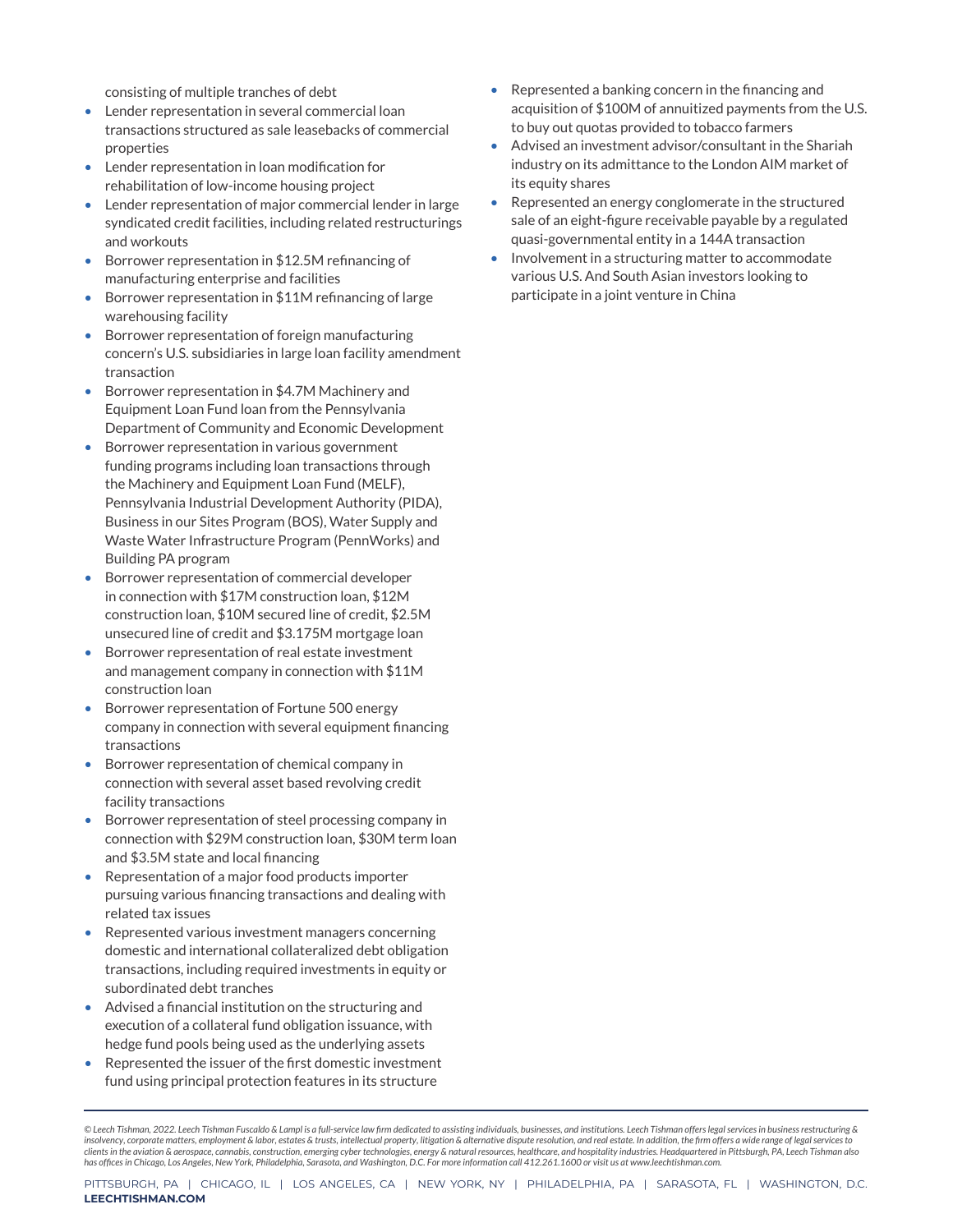consisting of multiple tranches of debt

- Lender representation in several commercial loan transactions structured as sale leasebacks of commercial properties
- Lender representation in loan modification for rehabilitation of low-income housing project
- Lender representation of major commercial lender in large syndicated credit facilities, including related restructurings and workouts
- Borrower representation in $12.5M refinancing of manufacturing enterprise and facilities
- Borrower representation in $11M refinancing of large warehousing facility
- Borrower representation of foreign manufacturing concern's U.S. subsidiaries in large loan facility amendment transaction
- Borrower representation in $4.7M Machinery and Equipment Loan Fund loan from the Pennsylvania Department of Community and Economic Development
- Borrower representation in various government funding programs including loan transactions through the Machinery and Equipment Loan Fund (MELF), Pennsylvania Industrial Development Authority (PIDA), Business in our Sites Program (BOS), Water Supply and Waste Water Infrastructure Program (PennWorks) and Building PA program
- Borrower representation of commercial developer in connection with $17M construction loan, $12M construction loan, $10M secured line of credit, $2.5M unsecured line of credit and $3.175M mortgage loan
- Borrower representation of real estate investment and management company in connection with $11M construction loan
- Borrower representation of Fortune 500 energy company in connection with several equipment financing transactions
- Borrower representation of chemical company in connection with several asset based revolving credit facility transactions
- Borrower representation of steel processing company in connection with $29M construction loan, $30M term loan and $3.5M state and local financing
- Representation of a major food products importer pursuing various financing transactions and dealing with related tax issues
- Represented various investment managers concerning domestic and international collateralized debt obligation transactions, including required investments in equity or subordinated debt tranches
- Advised a financial institution on the structuring and execution of a collateral fund obligation issuance, with hedge fund pools being used as the underlying assets
- Represented the issuer of the first domestic investment fund using principal protection features in its structure
- Represented a banking concern in the financing and acquisition of $100M of annuitized payments from the U.S. to buy out quotas provided to tobacco farmers
- Advised an investment advisor/consultant in the Shariah industry on its admittance to the London AIM market of its equity shares
- Represented an energy conglomerate in the structured sale of an eight-figure receivable payable by a regulated quasi-governmental entity in a 144A transaction
- Involvement in a structuring matter to accommodate various U.S. And South Asian investors looking to participate in a joint venture in China

*© Leech Tishman, 2022. Leech Tishman Fuscaldo & Lampl is a full-service law firm dedicated to assisting individuals, businesses, and institutions. Leech Tishman offers legal services in business restructuring & insolvency, corporate matters, employment & labor, estates & trusts, intellectual property, litigation & alternative dispute resolution, and real estate. In addition, the firm offers a wide range of legal services to clients in the aviation & aerospace, cannabis, construction, emerging cyber technologies, energy & natural resources, healthcare, and hospitality industries. Headquartered in Pittsburgh, PA, Leech Tishman also has offices in Chicago, Los Angeles, New York, Philadelphia, Sarasota, and Washington, D.C. For more information call 412.261.1600 or visit us at www.leechtishman.com.*

PITTSBURGH, PA | CHICAGO, IL | LOS ANGELES, CA | NEW YORK, NY | PHILADELPHIA, PA | SARASOTA, FL | WASHINGTON, D.C.
**LEECHTISHMAN.COM**